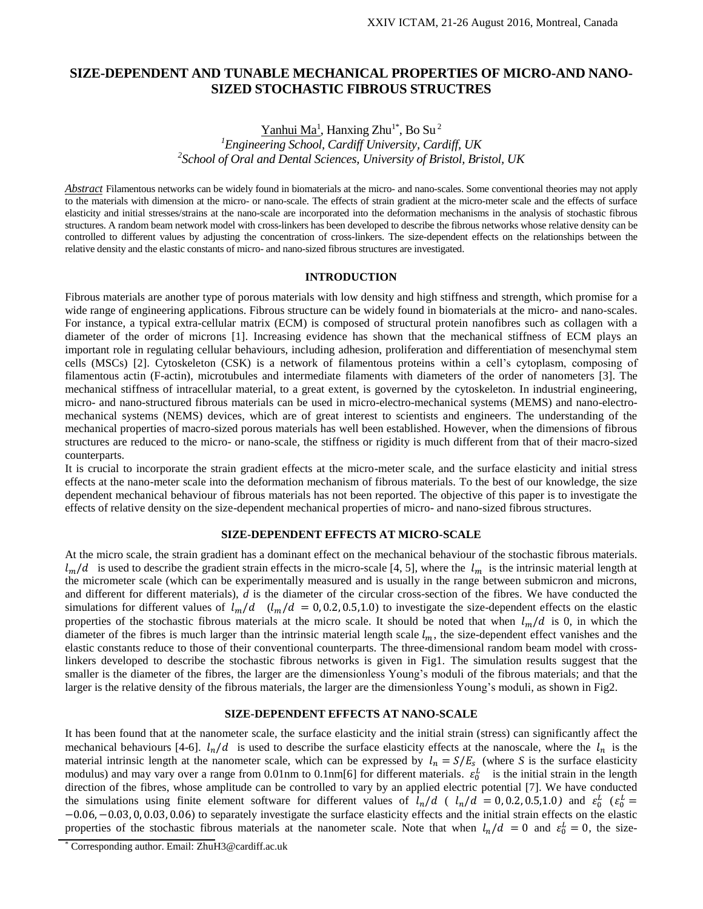# SIZE-DEPENDENT AND TUNABLE MECHANICAL PROPERTIES OF MICRO-AND NANO-SIZED STOCHASTIC FIBROUS STRUCTRES

Yanhui Ma[1], Hanxing Zhu[1*], Bo Su[2]

[1]*Engineering School, Cardiff University, Cardiff, UK*

[2]*School of Oral and Dental Sciences, University of Bristol, Bristol, UK*

***Abstract*** Filamentous networks can be widely found in biomaterials at the micro- and nano-scales. Some conventional theories may not apply to the materials with dimension at the micro- or nano-scale. The effects of strain gradient at the micro-meter scale and the effects of surface elasticity and initial stresses/strains at the nano-scale are incorporated into the deformation mechanisms in the analysis of stochastic fibrous structures. A random beam network model with cross-linkers has been developed to describe the fibrous networks whose relative density can be controlled to different values by adjusting the concentration of cross-linkers. The size-dependent effects on the relationships between the relative density and the elastic constants of micro- and nano-sized fibrous structures are investigated.

## INTRODUCTION

Fibrous materials are another type of porous materials with low density and high stiffness and strength, which promise for a wide range of engineering applications. Fibrous structure can be widely found in biomaterials at the micro- and nano-scales. For instance, a typical extra-cellular matrix (ECM) is composed of structural protein nanofibres such as collagen with a diameter of the order of microns [1]. Increasing evidence has shown that the mechanical stiffness of ECM plays an important role in regulating cellular behaviours, including adhesion, proliferation and differentiation of mesenchymal stem cells (MSCs) [2]. Cytoskeleton (CSK) is a network of filamentous proteins within a cell's cytoplasm, composing of filamentous actin (F-actin), microtubules and intermediate filaments with diameters of the order of nanometers [3]. The mechanical stiffness of intracellular material, to a great extent, is governed by the cytoskeleton. In industrial engineering, micro- and nano-structured fibrous materials can be used in micro-electro-mechanical systems (MEMS) and nano-electro-mechanical systems (NEMS) devices, which are of great interest to scientists and engineers. The understanding of the mechanical properties of macro-sized porous materials has well been established. However, when the dimensions of fibrous structures are reduced to the micro- or nano-scale, the stiffness or rigidity is much different from that of their macro-sized counterparts.

It is crucial to incorporate the strain gradient effects at the micro-meter scale, and the surface elasticity and initial stress effects at the nano-meter scale into the deformation mechanism of fibrous materials. To the best of our knowledge, the size dependent mechanical behaviour of fibrous materials has not been reported. The objective of this paper is to investigate the effects of relative density on the size-dependent mechanical properties of micro- and nano-sized fibrous structures.

## SIZE-DEPENDENT EFFECTS AT MICRO-SCALE

At the micro scale, the strain gradient has a dominant effect on the mechanical behaviour of the stochastic fibrous materials. $l_m/d$ is used to describe the gradient strain effects in the micro-scale [4, 5], where the $l_m$ is the intrinsic material length at the micrometer scale (which can be experimentally measured and is usually in the range between submicron and microns, and different for different materials), $d$ is the diameter of the circular cross-section of the fibres. We have conducted the simulations for different values of $l_m/d$ ($l_m/d = 0, 0.2, 0.5, 1.0$) to investigate the size-dependent effects on the elastic properties of the stochastic fibrous materials at the micro scale. It should be noted that when $l_m/d$ is 0, in which the diameter of the fibres is much larger than the intrinsic material length scale $l_m$, the size-dependent effect vanishes and the elastic constants reduce to those of their conventional counterparts. The three-dimensional random beam model with cross-linkers developed to describe the stochastic fibrous networks is given in Fig1. The simulation results suggest that the smaller is the diameter of the fibres, the larger are the dimensionless Young's moduli of the fibrous materials; and that the larger is the relative density of the fibrous materials, the larger are the dimensionless Young's moduli, as shown in Fig2.

## SIZE-DEPENDENT EFFECTS AT NANO-SCALE

It has been found that at the nanometer scale, the surface elasticity and the initial strain (stress) can significantly affect the mechanical behaviours [4-6]. $l_n/d$ is used to describe the surface elasticity effects at the nanoscale, where the $l_n$ is the material intrinsic length at the nanometer scale, which can be expressed by $l_n = S/E_s$ (where $S$ is the surface elasticity modulus) and may vary over a range from 0.01nm to 0.1nm[6] for different materials. $\varepsilon_0^L$ is the initial strain in the length direction of the fibres, whose amplitude can be controlled to vary by an applied electric potential [7]. We have conducted the simulations using finite element software for different values of $l_n/d$ ($l_n/d = 0, 0.2, 0.5, 1.0$) and $\varepsilon_0^L$ ($\varepsilon_0^L = -0.06, -0.03, 0, 0.03, 0.06$) to separately investigate the surface elasticity effects and the initial strain effects on the elastic properties of the stochastic fibrous materials at the nanometer scale. Note that when $l_n/d = 0$ and $\varepsilon_0^L = 0$, the size-

* Corresponding author. Email: ZhuH3@cardiff.ac.uk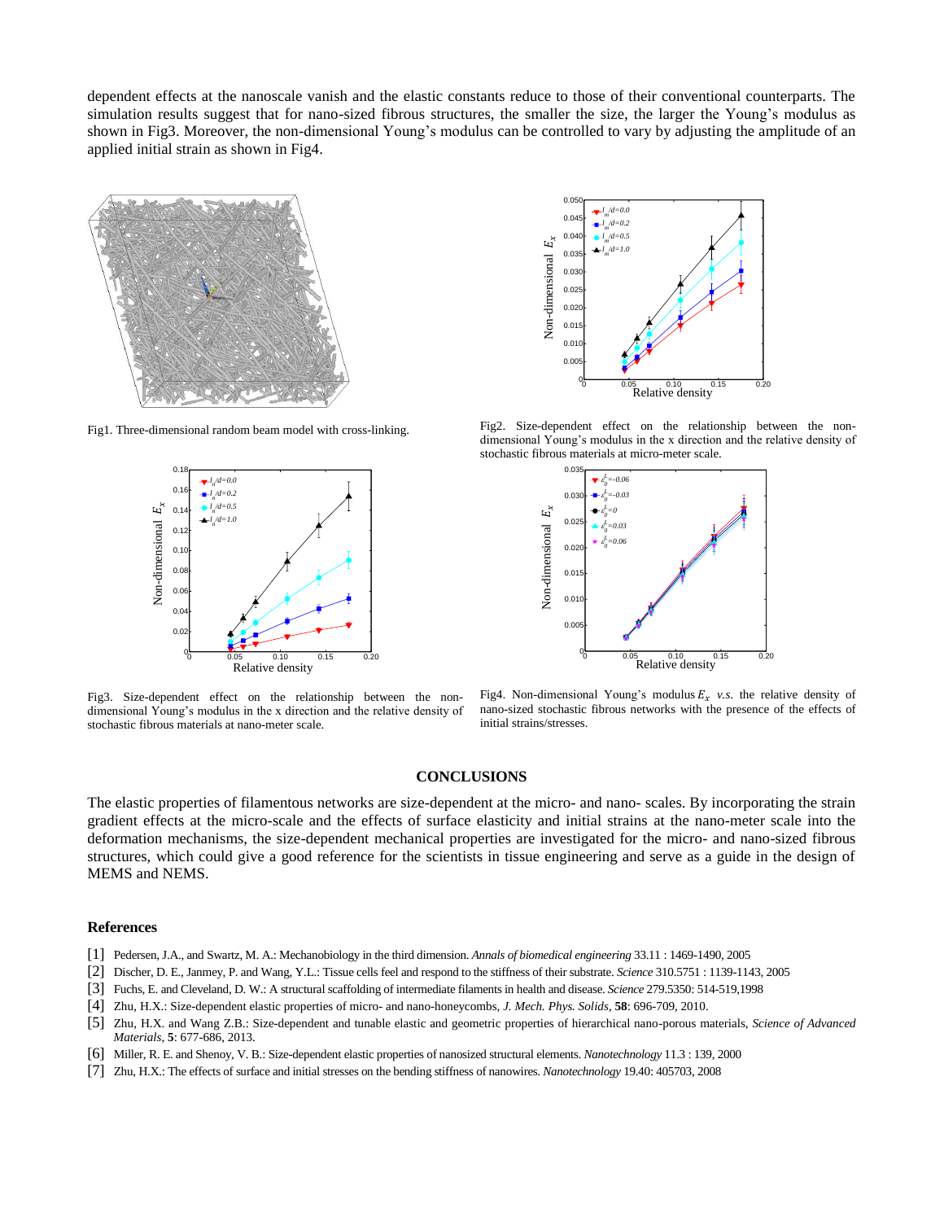dependent effects at the nanoscale vanish and the elastic constants reduce to those of their conventional counterparts. The simulation results suggest that for nano-sized fibrous structures, the smaller the size, the larger the Young's modulus as shown in Fig3. Moreover, the non-dimensional Young's modulus can be controlled to vary by adjusting the amplitude of an applied initial strain as shown in Fig4.

Fig1. Three-dimensional random beam model with cross-linking.

Non-dimensional $E_x$

Relative density

0.050 0.045 0.040 0.035 0.030 0.025 0.020 0.015 0.010 0.005 0

0.05 0.10 0.15 0.20

$l_m/d$=0.0

$l_m/d$=0.2

$l_m/d$=0.5

$l_m/d$=1.0

Fig2. Size-dependent effect on the relationship between the non-dimensional Young's modulus in the x direction and the relative density of stochastic fibrous materials at micro-meter scale.

Non-dimensional $E_x$

Relative density

0.18 0.16 0.14 0.12 0.10 0.08 0.06 0.04 0.02 0

0.05 0.10 0.15 0.20

$l_n/d$=0.0

$l_n/d$=0.2

$l_n/d$=0.5

$l_n/d$=1.0

Fig3. Size-dependent effect on the relationship between the non-dimensional Young's modulus in the x direction and the relative density of stochastic fibrous materials at nano-meter scale.

Non-dimensional $E_x$

Relative density

0.035 0.030 0.025 0.020 0.015 0.010 0.005 0

0.05 0.10 0.15 0.20

$\varepsilon_0^L$=-0.06

$\varepsilon_0^L$=-0.03

$\varepsilon_0^L$=0

$\varepsilon_0^L$=0.03

$\varepsilon_0^L$=0.06

Fig4. Non-dimensional Young's modulus $E_x$ *v.s.* the relative density of nano-sized stochastic fibrous networks with the presence of the effects of initial strains/stresses.

## CONCLUSIONS

The elastic properties of filamentous networks are size-dependent at the micro- and nano- scales. By incorporating the strain gradient effects at the micro-scale and the effects of surface elasticity and initial strains at the nano-meter scale into the deformation mechanisms, the size-dependent mechanical properties are investigated for the micro- and nano-sized fibrous structures, which could give a good reference for the scientists in tissue engineering and serve as a guide in the design of MEMS and NEMS.

## References

[1] Pedersen, J.A., and Swartz, M. A.: Mechanobiology in the third dimension. *Annals of biomedical engineering* 33.11 : 1469-1490, 2005

[2] Discher, D. E., Janmey, P. and Wang, Y.L.: Tissue cells feel and respond to the stiffness of their substrate. *Science* 310.5751 : 1139-1143, 2005

[3] Fuchs, E. and Cleveland, D. W.: A structural scaffolding of intermediate filaments in health and disease. *Science* 279.5350: 514-519,1998

[4] Zhu, H.X.: Size-dependent elastic properties of micro- and nano-honeycombs, *J. Mech. Phys. Solids*, **58**: 696-709, 2010.

[5] Zhu, H.X. and Wang Z.B.: Size-dependent and tunable elastic and geometric properties of hierarchical nano-porous materials, *Science of Advanced Materials*, **5**: 677-686, 2013.

[6] Miller, R. E. and Shenoy, V. B.: Size-dependent elastic properties of nanosized structural elements. *Nanotechnology* 11.3 : 139, 2000

[7] Zhu, H.X.: The effects of surface and initial stresses on the bending stiffness of nanowires. *Nanotechnology* 19.40: 405703, 2008